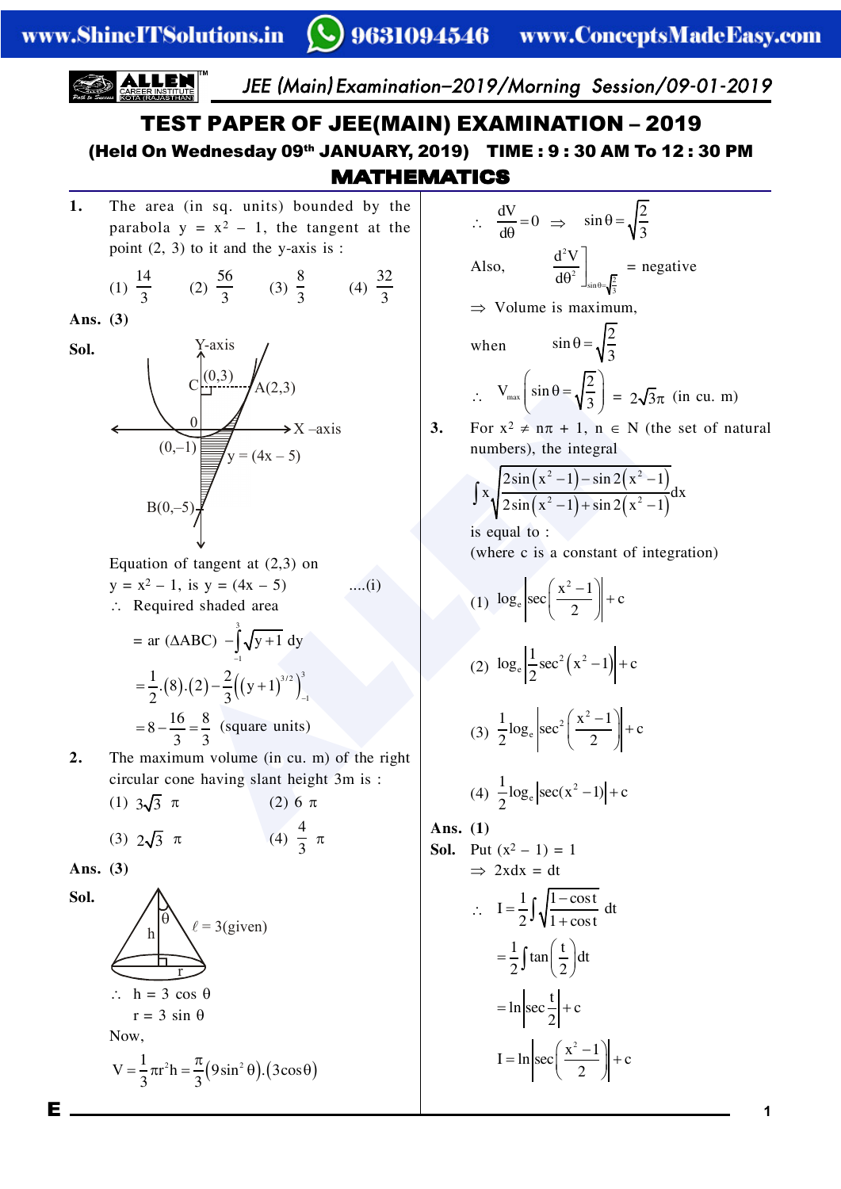# TEST PAPER OF JEE(MAIN) EXAMINATION – 2019

## (Held On Wednesday 09th JANUARY, 2019) TIME : 9 : 30 AM To 12 : 30 PM

## MATHEMATICS

**1.** The area (in sq. units) bounded by the parabola $y = x^2 - 1$, the tangent at the point (2, 3) to it and the y-axis is :

(1) $\frac{14}{3}$ (2) $\frac{56}{3}$ (3) $\frac{8}{3}$ (4) $\frac{32}{3}$

**Ans. (3)**

**Sol.**

Y-axis, C (0,3), A(2,3), 0, X –axis, (0,–1), y = (4x – 5), B(0,–5)

Equation of tangent at (2,3) on $y = x^2 - 1$, is $y = (4x - 5)$ ....(i)

$\therefore$ Required shaded area

$$= \text{ar}(\Delta ABC) - \int_{-1}^{3}\sqrt{y+1}\,dy$$

$$= \frac{1}{2}.(8).(2) - \frac{2}{3}\left((y+1)^{3/2}\right)_{-1}^{3}$$

$$= 8 - \frac{16}{3} = \frac{8}{3} \text{ (square units)}$$

**2.** The maximum volume (in cu. m) of the right circular cone having slant height 3m is :

(1) $3\sqrt{3}\ \pi$ (2) $6\ \pi$

(3) $2\sqrt{3}\ \pi$ (4) $\frac{4}{3}\ \pi$

**Ans. (3)**

**Sol.**

h, θ, $\ell = 3$(given), r

$\therefore$ $h = 3\cos\theta$

$r = 3\sin\theta$

Now,

$$V = \frac{1}{3}\pi r^2 h = \frac{\pi}{3}(9\sin^2\theta).(3\cos\theta)$$

$$\therefore \frac{dV}{d\theta} = 0 \Rightarrow \sin\theta = \sqrt{\frac{2}{3}}$$

Also, $\left.\frac{d^2V}{d\theta^2}\right]_{\sin\theta=\sqrt{\frac{2}{3}}}$ = negative

$\Rightarrow$ Volume is maximum,

when $\sin\theta = \sqrt{\frac{2}{3}}$

$$\therefore V_{max}\left(\sin\theta = \sqrt{\frac{2}{3}}\right) = 2\sqrt{3}\pi \text{ (in cu. m)}$$

**3.** For $x^2 \neq n\pi + 1$, $n \in N$ (the set of natural numbers), the integral

$$\int x\sqrt{\frac{2\sin(x^2-1) - \sin 2(x^2-1)}{2\sin(x^2-1) + \sin 2(x^2-1)}}\,dx$$

is equal to :

(where c is a constant of integration)

(1) $\log_e\left|\sec\left(\frac{x^2-1}{2}\right)\right| + c$

(2) $\log_e\left|\frac{1}{2}\sec^2(x^2-1)\right| + c$

(3) $\frac{1}{2}\log_e\left|\sec^2\left(\frac{x^2-1}{2}\right)\right| + c$

(4) $\frac{1}{2}\log_e\left|\sec(x^2-1)\right| + c$

**Ans. (1)**

**Sol.** Put $(x^2 - 1) = 1$

$\Rightarrow 2x\,dx = dt$

$$\therefore I = \frac{1}{2}\int\sqrt{\frac{1-\cos t}{1+\cos t}}\,dt$$

$$= \frac{1}{2}\int\tan\left(\frac{t}{2}\right)dt$$

$$= \ln\left|\sec\frac{t}{2}\right| + c$$

$$I = \ln\left|\sec\left(\frac{x^2-1}{2}\right)\right| + c$$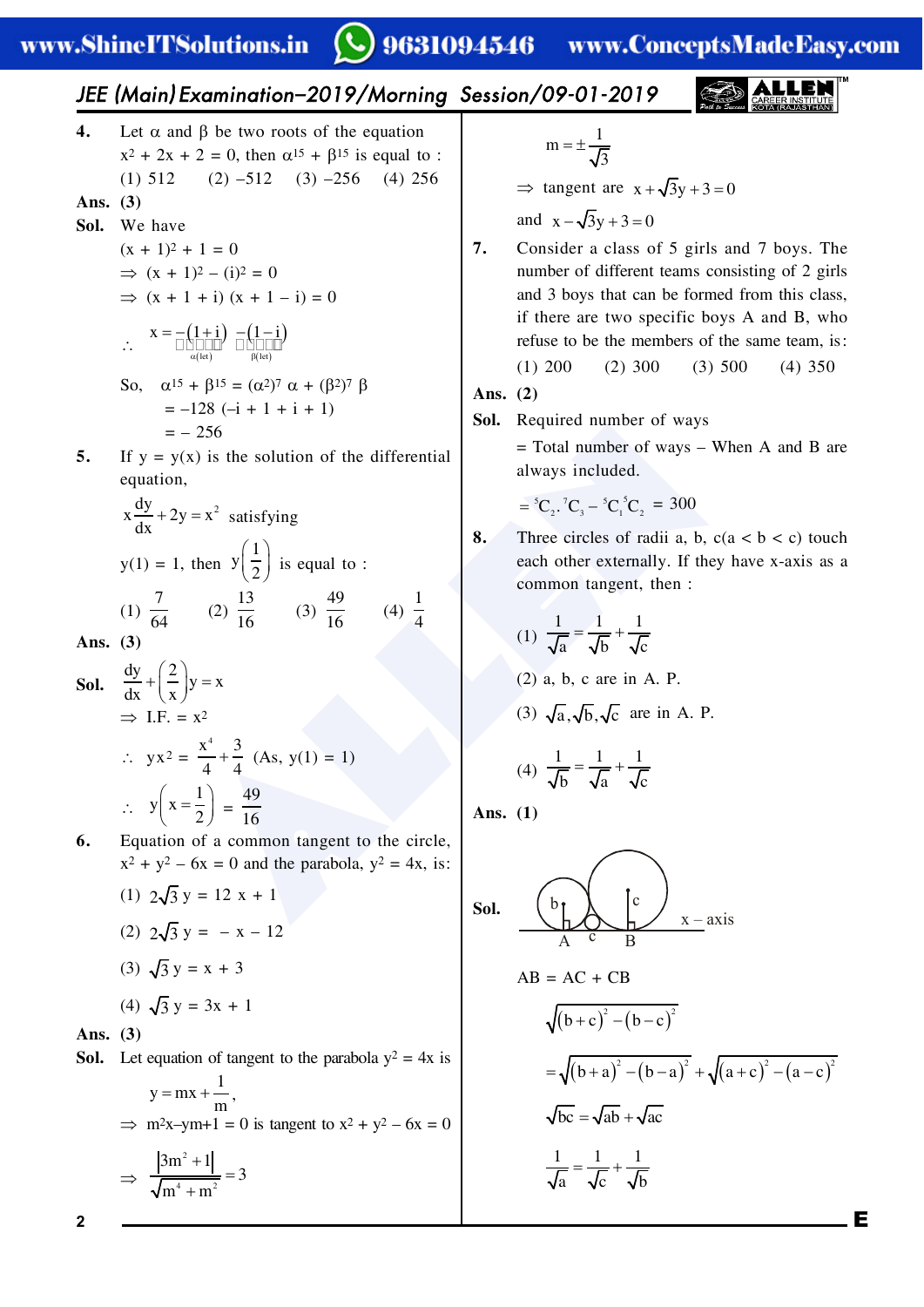**4.** Let α and β be two roots of the equation $x^2 + 2x + 2 = 0$, then $\alpha^{15} + \beta^{15}$ is equal to :

(1) 512 (2) –512 (3) –256 (4) 256

**Ans. (3)**

**Sol.** We have

$(x + 1)^2 + 1 = 0$

$\Rightarrow (x + 1)^2 - (i)^2 = 0$

$\Rightarrow (x + 1 + i)(x + 1 - i) = 0$

$\therefore \quad x = \underbrace{-(1+i)}_{\alpha(\text{let})} \quad \underbrace{-(1-i)}_{\beta(\text{let})}$

So, $\alpha^{15} + \beta^{15} = (\alpha^2)^7 \alpha + (\beta^2)^7 \beta$

$= -128(-i + 1 + i + 1)$

$= -256$

**5.** If $y = y(x)$ is the solution of the differential equation,

$x\dfrac{dy}{dx} + 2y = x^2$ satisfying

$y(1) = 1$, then $y\left(\dfrac{1}{2}\right)$ is equal to :

(1) $\dfrac{7}{64}$ (2) $\dfrac{13}{16}$ (3) $\dfrac{49}{16}$ (4) $\dfrac{1}{4}$

**Ans. (3)**

**Sol.** $\dfrac{dy}{dx} + \left(\dfrac{2}{x}\right)y = x$

$\Rightarrow$ I.F. $= x^2$

$\therefore \quad yx^2 = \dfrac{x^4}{4} + \dfrac{3}{4}$ (As, $y(1) = 1$)

$\therefore \quad y\left(x = \dfrac{1}{2}\right) = \dfrac{49}{16}$

**6.** Equation of a common tangent to the circle, $x^2 + y^2 - 6x = 0$ and the parabola, $y^2 = 4x$, is:

(1) $2\sqrt{3}\,y = 12x + 1$

(2) $2\sqrt{3}\,y = -x - 12$

(3) $\sqrt{3}\,y = x + 3$

(4) $\sqrt{3}\,y = 3x + 1$

**Ans. (3)**

**Sol.** Let equation of tangent to the parabola $y^2 = 4x$ is

$y = mx + \dfrac{1}{m}$,

$\Rightarrow m^2x - ym + 1 = 0$ is tangent to $x^2 + y^2 - 6x = 0$

$\Rightarrow \dfrac{|3m^2 + 1|}{\sqrt{m^4 + m^2}} = 3$

$m = \pm\dfrac{1}{\sqrt{3}}$

$\Rightarrow$ tangent are $x + \sqrt{3}y + 3 = 0$

and $x - \sqrt{3}y + 3 = 0$

**7.** Consider a class of 5 girls and 7 boys. The number of different teams consisting of 2 girls and 3 boys that can be formed from this class, if there are two specific boys A and B, who refuse to be the members of the same team, is:

(1) 200 (2) 300 (3) 500 (4) 350

**Ans. (2)**

**Sol.** Required number of ways

= Total number of ways – When A and B are always included.

$= {}^5C_2 \cdot {}^7C_3 - {}^5C_1 {}^5C_2 = 300$

**8.** Three circles of radii a, b, c(a < b < c) touch each other externally. If they have x-axis as a common tangent, then :

(1) $\dfrac{1}{\sqrt{a}} = \dfrac{1}{\sqrt{b}} + \dfrac{1}{\sqrt{c}}$

(2) a, b, c are in A. P.

(3) $\sqrt{a}, \sqrt{b}, \sqrt{c}$ are in A. P.

(4) $\dfrac{1}{\sqrt{b}} = \dfrac{1}{\sqrt{a}} + \dfrac{1}{\sqrt{c}}$

**Ans. (1)**

**Sol.**

AB = AC + CB

$\sqrt{(b+c)^2 - (b-c)^2}$

$= \sqrt{(b+a)^2 - (b-a)^2} + \sqrt{(a+c)^2 - (a-c)^2}$

$\sqrt{bc} = \sqrt{ab} + \sqrt{ac}$

$\dfrac{1}{\sqrt{a}} = \dfrac{1}{\sqrt{c}} + \dfrac{1}{\sqrt{b}}$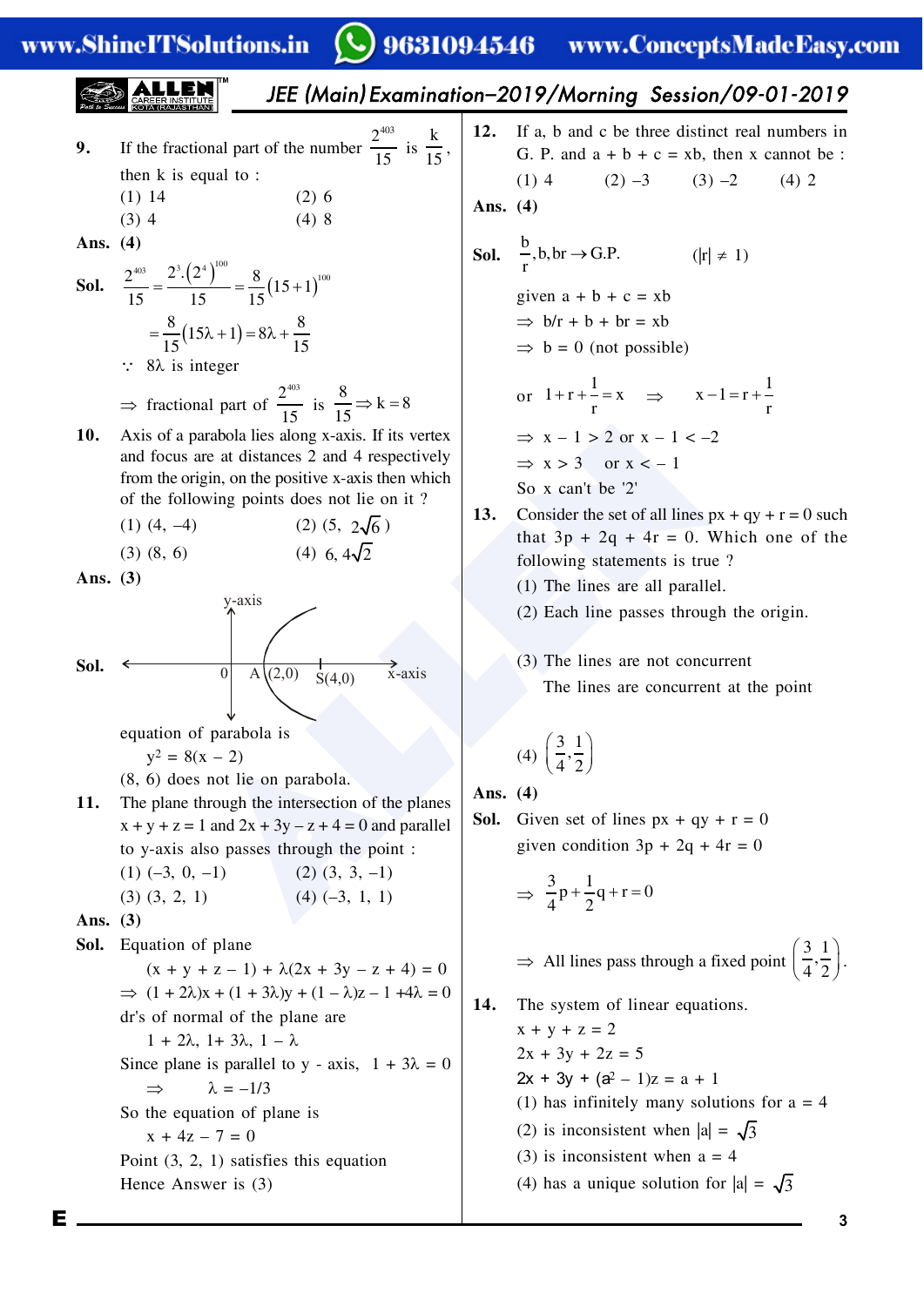**9.** If the fractional part of the number $\frac{2^{403}}{15}$ is $\frac{k}{15}$, then k is equal to :

(1) 14 (2) 6

(3) 4 (4) 8

**Ans. (4)**

**Sol.** $\frac{2^{403}}{15} = \frac{2^3 \cdot (2^4)^{100}}{15} = \frac{8}{15}(15+1)^{100}$

$= \frac{8}{15}(15\lambda + 1) = 8\lambda + \frac{8}{15}$

$\because$ $8\lambda$ is integer

$\Rightarrow$ fractional part of $\frac{2^{403}}{15}$ is $\frac{8}{15} \Rightarrow k = 8$

**10.** Axis of a parabola lies along x-axis. If its vertex and focus are at distances 2 and 4 respectively from the origin, on the positive x-axis then which of the following points does not lie on it ?

(1) (4, –4) (2) $(5, 2\sqrt{6})$

(3) (8, 6) (4) $(6, 4\sqrt{2})$

**Ans. (3)**

**Sol.** [Figure: parabola with vertex A(2,0) and focus S(4,0) on x-axis]

equation of parabola is

$y^2 = 8(x - 2)$

(8, 6) does not lie on parabola.

**11.** The plane through the intersection of the planes $x + y + z = 1$ and $2x + 3y - z + 4 = 0$ and parallel to y-axis also passes through the point :

(1) (–3, 0, –1) (2) (3, 3, –1)

(3) (3, 2, 1) (4) (–3, 1, 1)

**Ans. (3)**

**Sol.** Equation of plane

$(x + y + z - 1) + \lambda(2x + 3y - z + 4) = 0$

$\Rightarrow (1 + 2\lambda)x + (1 + 3\lambda)y + (1 - \lambda)z - 1 + 4\lambda = 0$

dr's of normal of the plane are

$1 + 2\lambda,\ 1 + 3\lambda,\ 1 - \lambda$

Since plane is parallel to y - axis, $1 + 3\lambda = 0$

$\Rightarrow \lambda = -1/3$

So the equation of plane is

$x + 4z - 7 = 0$

Point (3, 2, 1) satisfies this equation

Hence Answer is (3)

**12.** If a, b and c be three distinct real numbers in G. P. and $a + b + c = xb$, then x cannot be :

(1) 4 (2) –3 (3) –2 (4) 2

**Ans. (4)**

**Sol.** $\frac{b}{r}, b, br \rightarrow$ G.P. $(|r| \neq 1)$

given $a + b + c = xb$

$\Rightarrow b/r + b + br = xb$

$\Rightarrow b = 0$ (not possible)

or $1 + r + \frac{1}{r} = x \quad \Rightarrow \quad x - 1 = r + \frac{1}{r}$

$\Rightarrow x - 1 > 2$ or $x - 1 < -2$

$\Rightarrow x > 3$ or $x < -1$

So x can't be '2'

**13.** Consider the set of all lines $px + qy + r = 0$ such that $3p + 2q + 4r = 0$. Which one of the following statements is true ?

(1) The lines are all parallel.

(2) Each line passes through the origin.

(3) The lines are not concurrent

The lines are concurrent at the point

(4) $\left(\frac{3}{4}, \frac{1}{2}\right)$

**Ans. (4)**

**Sol.** Given set of lines $px + qy + r = 0$

given condition $3p + 2q + 4r = 0$

$\Rightarrow \frac{3}{4}p + \frac{1}{2}q + r = 0$

$\Rightarrow$ All lines pass through a fixed point $\left(\frac{3}{4}, \frac{1}{2}\right)$.

**14.** The system of linear equations.

$x + y + z = 2$

$2x + 3y + 2z = 5$

$2x + 3y + (a^2 - 1)z = a + 1$

(1) has infinitely many solutions for $a = 4$

(2) is inconsistent when $|a| = \sqrt{3}$

(3) is inconsistent when $a = 4$

(4) has a unique solution for $|a| = \sqrt{3}$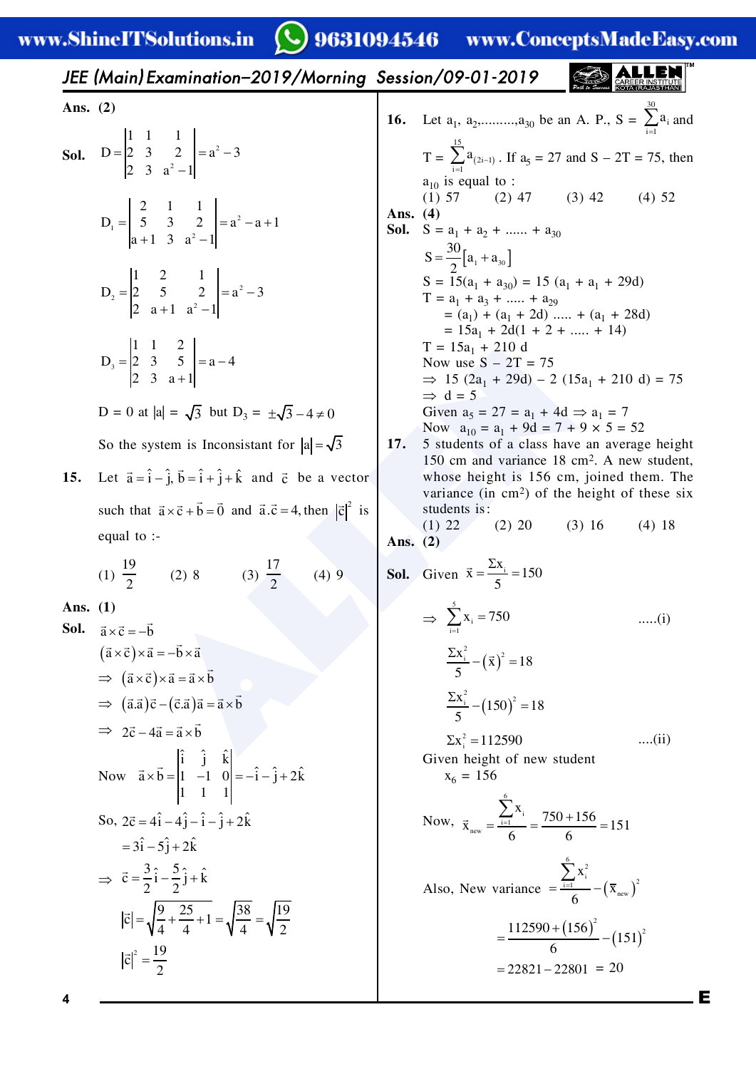**Ans. (2)**

**Sol.** $D=\begin{vmatrix}1 & 1 & 1\\ 2 & 3 & 2\\ 2 & 3 & a^2-1\end{vmatrix}=a^2-3$

$D_1=\begin{vmatrix}2 & 1 & 1\\ 5 & 3 & 2\\ a+1 & 3 & a^2-1\end{vmatrix}=a^2-a+1$

$D_2=\begin{vmatrix}1 & 2 & 1\\ 2 & 5 & 2\\ 2 & a+1 & a^2-1\end{vmatrix}=a^2-3$

$D_3=\begin{vmatrix}1 & 1 & 2\\ 2 & 3 & 5\\ 2 & 3 & a+1\end{vmatrix}=a-4$

$D = 0$ at $|a| = \sqrt{3}$ but $D_3 = \pm\sqrt{3}-4\neq 0$

So the system is Inconsistant for $|a|=\sqrt{3}$

**15.** Let $\vec{a}=\hat{i}-\hat{j},\ \vec{b}=\hat{i}+\hat{j}+\hat{k}$ and $\vec{c}$ be a vector such that $\vec{a}\times\vec{c}+\vec{b}=\vec{0}$ and $\vec{a}.\vec{c}=4$, then $|\vec{c}|^2$ is equal to :-

(1) $\frac{19}{2}$ (2) 8 (3) $\frac{17}{2}$ (4) 9

**Ans. (1)**

**Sol.** $\vec{a}\times\vec{c}=-\vec{b}$

$(\vec{a}\times\vec{c})\times\vec{a}=-\vec{b}\times\vec{a}$

$\Rightarrow (\vec{a}\times\vec{c})\times\vec{a}=\vec{a}\times\vec{b}$

$\Rightarrow (\vec{a}.\vec{a})\vec{c}-(\vec{c}.\vec{a})\vec{a}=\vec{a}\times\vec{b}$

$\Rightarrow 2\vec{c}-4\vec{a}=\vec{a}\times\vec{b}$

Now $\vec{a}\times\vec{b}=\begin{vmatrix}\hat{i} & \hat{j} & \hat{k}\\ 1 & -1 & 0\\ 1 & 1 & 1\end{vmatrix}=-\hat{i}-\hat{j}+2\hat{k}$

So, $2\vec{c}=4\hat{i}-4\hat{j}-\hat{i}-\hat{j}+2\hat{k}$

$=3\hat{i}-5\hat{j}+2\hat{k}$

$\Rightarrow \vec{c}=\frac{3}{2}\hat{i}-\frac{5}{2}\hat{j}+\hat{k}$

$|\vec{c}|=\sqrt{\frac{9}{4}+\frac{25}{4}+1}=\sqrt{\frac{38}{4}}=\sqrt{\frac{19}{2}}$

$|\vec{c}|^2=\frac{19}{2}$

**16.** Let $a_1, a_2, \ldots\ldots, a_{30}$ be an A. P., $S=\sum_{i=1}^{30}a_i$ and $T=\sum_{i=1}^{15}a_{(2i-1)}$. If $a_5 = 27$ and $S - 2T = 75$, then $a_{10}$ is equal to :

(1) 57 (2) 47 (3) 42 (4) 52

**Ans. (4)**

**Sol.** $S = a_1 + a_2 + \ldots\ldots + a_{30}$

$S=\frac{30}{2}[a_1+a_{30}]$

$S = 15(a_1 + a_{30}) = 15(a_1 + a_1 + 29d)$

$T = a_1 + a_3 + \ldots\ldots + a_{29}$

$= (a_1) + (a_1 + 2d) \ldots\ldots + (a_1 + 28d)$

$= 15a_1 + 2d(1 + 2 + \ldots\ldots + 14)$

$T = 15a_1 + 210\,d$

Now use $S - 2T = 75$

$\Rightarrow 15(2a_1 + 29d) - 2(15a_1 + 210\,d) = 75$

$\Rightarrow d = 5$

Given $a_5 = 27 = a_1 + 4d \Rightarrow a_1 = 7$

Now $a_{10} = a_1 + 9d = 7 + 9 \times 5 = 52$

**17.** 5 students of a class have an average height 150 cm and variance 18 cm². A new student, whose height is 156 cm, joined them. The variance (in cm²) of the height of these six students is :

(1) 22 (2) 20 (3) 16 (4) 18

**Ans. (2)**

**Sol.** Given $\bar{x}=\frac{\Sigma x_i}{5}=150$

$\Rightarrow \sum_{i=1}^{5}x_i=750$ .....(i)

$\frac{\Sigma x_i^2}{5}-(\bar{x})^2=18$

$\frac{\Sigma x_i^2}{5}-(150)^2=18$

$\Sigma x_i^2=112590$ ....(ii)

Given height of new student

$x_6 = 156$

Now, $\bar{x}_{new}=\frac{\sum_{i=1}^{6}x_i}{6}=\frac{750+156}{6}=151$

Also, New variance $=\frac{\sum_{i=1}^{6}x_i^2}{6}-(\bar{x}_{new})^2$

$=\frac{112590+(156)^2}{6}-(151)^2$

$=22821-22801=20$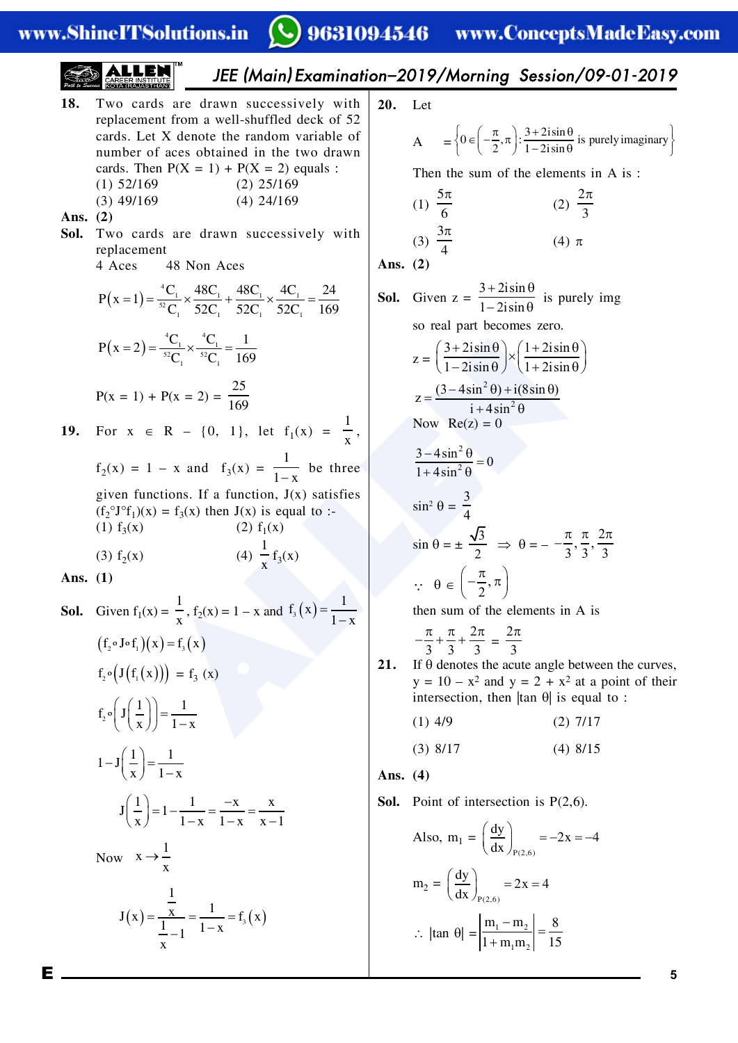**18.** Two cards are drawn successively with replacement from a well-shuffled deck of 52 cards. Let X denote the random variable of number of aces obtained in the two drawn cards. Then P(X = 1) + P(X = 2) equals :

(1) 52/169 (2) 25/169

(3) 49/169 (4) 24/169

**Ans. (2)**

**Sol.** Two cards are drawn successively with replacement

4 Aces 48 Non Aces

$$P(x=1)=\frac{{}^{4}C_1}{{}^{52}C_1}\times\frac{48C_1}{52C_1}+\frac{48C_1}{52C_1}\times\frac{4C_1}{52C_1}=\frac{24}{169}$$

$$P(x=2)=\frac{{}^{4}C_1}{{}^{52}C_1}\times\frac{{}^{4}C_1}{{}^{52}C_1}=\frac{1}{169}$$

$$P(x = 1) + P(x = 2) = \frac{25}{169}$$

**19.** For $x \in R - \{0, 1\}$, let $f_1(x) = \frac{1}{x}$, $f_2(x) = 1 - x$ and $f_3(x) = \frac{1}{1-x}$ be three given functions. If a function, J(x) satisfies $(f_2 \circ J \circ f_1)(x) = f_3(x)$ then J(x) is equal to :-

(1) $f_3(x)$ (2) $f_1(x)$

(3) $f_2(x)$ (4) $\frac{1}{x}f_3(x)$

**Ans. (1)**

**Sol.** Given $f_1(x) = \frac{1}{x}$, $f_2(x) = 1 - x$ and $f_3(x)=\frac{1}{1-x}$

$$(f_2 \circ J \circ f_1)(x)=f_3(x)$$

$$f_2\circ(J(f_1(x))) = f_3(x)$$

$$f_2\circ\left(J\left(\frac{1}{x}\right)\right)=\frac{1}{1-x}$$

$$1-J\left(\frac{1}{x}\right)=\frac{1}{1-x}$$

$$J\left(\frac{1}{x}\right)=1-\frac{1}{1-x}=\frac{-x}{1-x}=\frac{x}{x-1}$$

Now $x\rightarrow\frac{1}{x}$

$$J(x)=\frac{\frac{1}{x}}{\frac{1}{x}-1}=\frac{1}{1-x}=f_3(x)$$

**20.** Let

$$A=\left\{\theta\in\left(-\frac{\pi}{2},\pi\right):\frac{3+2i\sin\theta}{1-2i\sin\theta}\text{ is purely imaginary}\right\}$$

Then the sum of the elements in A is :

(1) $\frac{5\pi}{6}$ (2) $\frac{2\pi}{3}$

(3) $\frac{3\pi}{4}$ (4) $\pi$

**Ans. (2)**

**Sol.** Given $z = \frac{3+2i\sin\theta}{1-2i\sin\theta}$ is purely img

so real part becomes zero.

$$z=\left(\frac{3+2i\sin\theta}{1-2i\sin\theta}\right)\times\left(\frac{1+2i\sin\theta}{1+2i\sin\theta}\right)$$

$$z=\frac{(3-4\sin^2\theta)+i(8\sin\theta)}{i+4\sin^2\theta}$$

Now Re(z) = 0

$$\frac{3-4\sin^2\theta}{1+4\sin^2\theta}=0$$

$$\sin^2\theta = \frac{3}{4}$$

$$\sin\theta = \pm\frac{\sqrt{3}}{2} \Rightarrow \theta = -\frac{\pi}{3},\frac{\pi}{3},\frac{2\pi}{3}$$

$$\because\ \theta\in\left(-\frac{\pi}{2},\pi\right)$$

then sum of the elements in A is

$$-\frac{\pi}{3}+\frac{\pi}{3}+\frac{2\pi}{3}=\frac{2\pi}{3}$$

**21.** If θ denotes the acute angle between the curves, $y = 10 - x^2$ and $y = 2 + x^2$ at a point of their intersection, then |tan θ| is equal to :

(1) 4/9 (2) 7/17

(3) 8/17 (4) 8/15

**Ans. (4)**

**Sol.** Point of intersection is P(2,6).

Also, $m_1 = \left(\frac{dy}{dx}\right)_{P(2,6)} = -2x = -4$

$m_2 = \left(\frac{dy}{dx}\right)_{P(2,6)} = 2x = 4$

$$\therefore\ |\tan\theta| = \left|\frac{m_1-m_2}{1+m_1m_2}\right| = \frac{8}{15}$$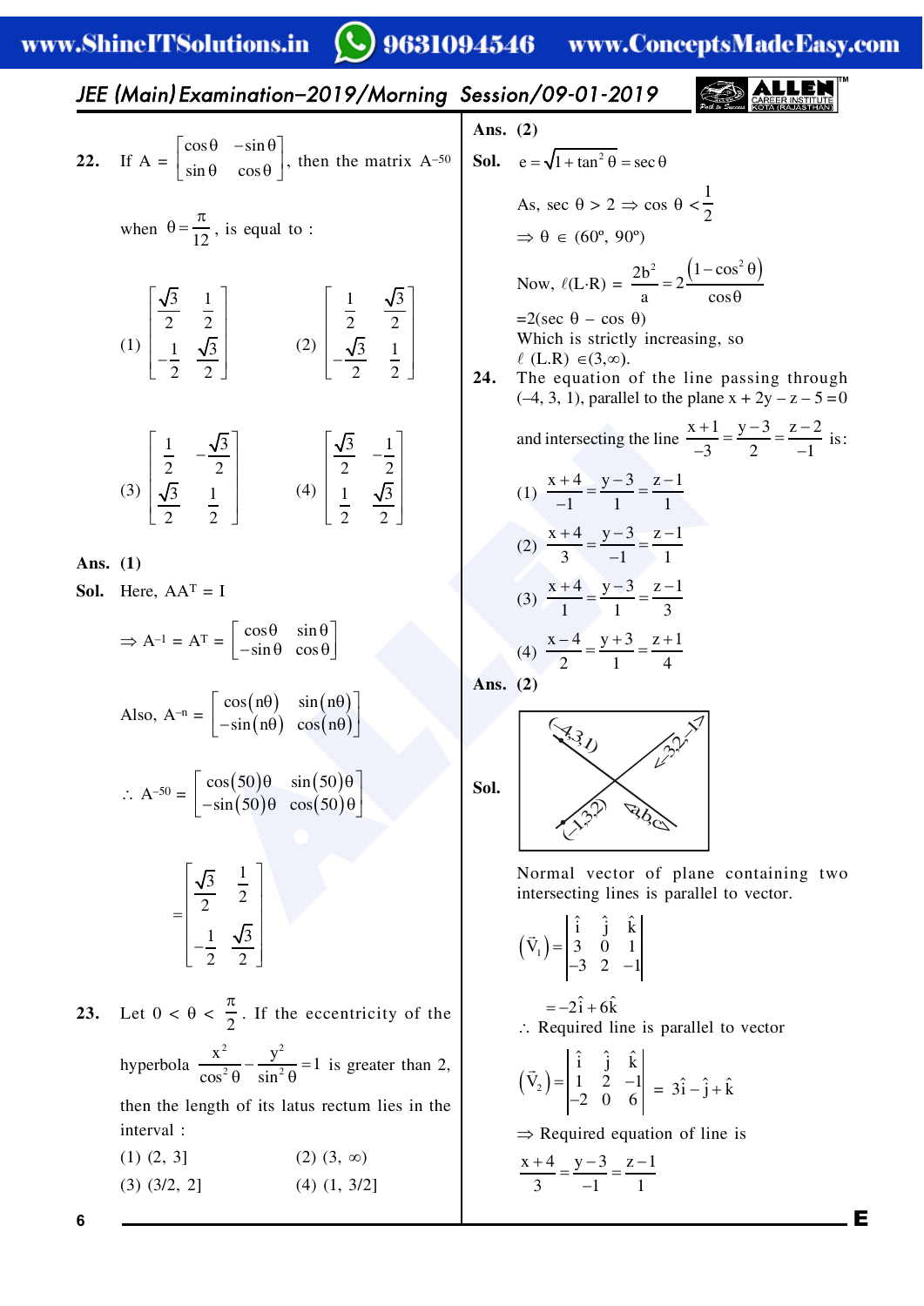**22.** If $A = \begin{bmatrix} \cos\theta & -\sin\theta \\ \sin\theta & \cos\theta \end{bmatrix}$, then the matrix $A^{-50}$ when $\theta = \frac{\pi}{12}$, is equal to :

(1) $\begin{bmatrix} \frac{\sqrt{3}}{2} & \frac{1}{2} \\ -\frac{1}{2} & \frac{\sqrt{3}}{2} \end{bmatrix}$ (2) $\begin{bmatrix} \frac{1}{2} & \frac{\sqrt{3}}{2} \\ -\frac{\sqrt{3}}{2} & \frac{1}{2} \end{bmatrix}$

(3) $\begin{bmatrix} \frac{1}{2} & -\frac{\sqrt{3}}{2} \\ \frac{\sqrt{3}}{2} & \frac{1}{2} \end{bmatrix}$ (4) $\begin{bmatrix} \frac{\sqrt{3}}{2} & -\frac{1}{2} \\ \frac{1}{2} & \frac{\sqrt{3}}{2} \end{bmatrix}$

**Ans. (1)**

**Sol.** Here, $AA^T = I$

$\Rightarrow A^{-1} = A^T = \begin{bmatrix} \cos\theta & \sin\theta \\ -\sin\theta & \cos\theta \end{bmatrix}$

Also, $A^{-n} = \begin{bmatrix} \cos(n\theta) & \sin(n\theta) \\ -\sin(n\theta) & \cos(n\theta) \end{bmatrix}$

$\therefore A^{-50} = \begin{bmatrix} \cos(50)\theta & \sin(50)\theta \\ -\sin(50)\theta & \cos(50)\theta \end{bmatrix}$

$= \begin{bmatrix} \frac{\sqrt{3}}{2} & \frac{1}{2} \\ -\frac{1}{2} & \frac{\sqrt{3}}{2} \end{bmatrix}$

**23.** Let $0 < \theta < \frac{\pi}{2}$. If the eccentricity of the hyperbola $\frac{x^2}{\cos^2\theta} - \frac{y^2}{\sin^2\theta} = 1$ is greater than 2, then the length of its latus rectum lies in the interval :

(1) $(2, 3]$ (2) $(3, \infty)$

(3) $(3/2, 2]$ (4) $(1, 3/2]$

**Ans. (2)**

**Sol.** $e = \sqrt{1 + \tan^2\theta} = \sec\theta$

As, $\sec\theta > 2 \Rightarrow \cos\theta < \frac{1}{2}$

$\Rightarrow \theta \in (60^\circ, 90^\circ)$

Now, $\ell(L \cdot R) = \frac{2b^2}{a} = 2\frac{(1-\cos^2\theta)}{\cos\theta}$

$= 2(\sec\theta - \cos\theta)$

Which is strictly increasing, so

$\ell\ (L.R) \in (3, \infty)$.

**24.** The equation of the line passing through $(-4, 3, 1)$, parallel to the plane $x + 2y - z - 5 = 0$ and intersecting the line $\frac{x+1}{-3} = \frac{y-3}{2} = \frac{z-2}{-1}$ is:

(1) $\frac{x+4}{-1} = \frac{y-3}{1} = \frac{z-1}{1}$

(2) $\frac{x+4}{3} = \frac{y-3}{-1} = \frac{z-1}{1}$

(3) $\frac{x+4}{1} = \frac{y-3}{1} = \frac{z-1}{3}$

(4) $\frac{x-4}{2} = \frac{y+3}{1} = \frac{z+1}{4}$

**Ans. (2)**

**Sol.** (Figure: two intersecting lines through $(-4,3,1)$ with direction $\langle a,b,c \rangle$ and through $(-1,3,2)$ with direction $\langle -3,2,-1 \rangle$)

Normal vector of plane containing two intersecting lines is parallel to vector.

$(\vec{V}_1) = \begin{vmatrix} \hat{i} & \hat{j} & \hat{k} \\ 3 & 0 & 1 \\ -3 & 2 & -1 \end{vmatrix}$

$= -2\hat{i} + 6\hat{k}$

$\therefore$ Required line is parallel to vector

$(\vec{V}_2) = \begin{vmatrix} \hat{i} & \hat{j} & \hat{k} \\ 1 & 2 & -1 \\ -2 & 0 & 6 \end{vmatrix} = 3\hat{i} - \hat{j} + \hat{k}$

$\Rightarrow$ Required equation of line is

$\frac{x+4}{3} = \frac{y-3}{-1} = \frac{z-1}{1}$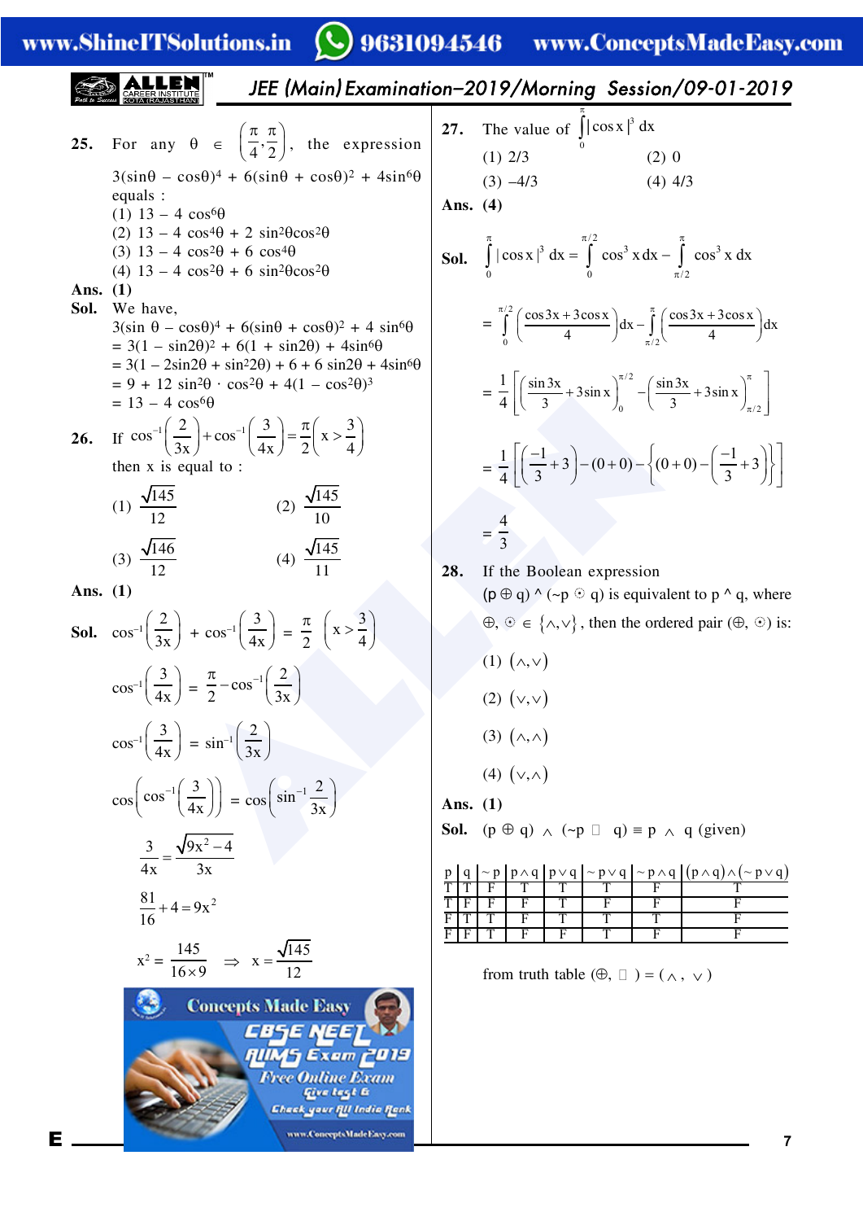**25.** For any $\theta \in \left(\frac{\pi}{4}, \frac{\pi}{2}\right)$, the expression

$3(\sin\theta - \cos\theta)^4 + 6(\sin\theta + \cos\theta)^2 + 4\sin^6\theta$

equals :

(1) $13 - 4\cos^6\theta$

(2) $13 - 4\cos^4\theta + 2\sin^2\theta\cos^2\theta$

(3) $13 - 4\cos^2\theta + 6\cos^4\theta$

(4) $13 - 4\cos^2\theta + 6\sin^2\theta\cos^2\theta$

**Ans. (1)**

**Sol.** We have,

$3(\sin\theta - \cos\theta)^4 + 6(\sin\theta + \cos\theta)^2 + 4\sin^6\theta$

$= 3(1 - \sin 2\theta)^2 + 6(1 + \sin 2\theta) + 4\sin^6\theta$

$= 3(1 - 2\sin 2\theta + \sin^2 2\theta) + 6 + 6\sin 2\theta + 4\sin^6\theta$

$= 9 + 12\sin^2\theta \cdot \cos^2\theta + 4(1 - \cos^2\theta)^3$

$= 13 - 4\cos^6\theta$

**26.** If $\cos^{-1}\left(\frac{2}{3x}\right) + \cos^{-1}\left(\frac{3}{4x}\right) = \frac{\pi}{2}\left(x > \frac{3}{4}\right)$

then x is equal to :

(1) $\frac{\sqrt{145}}{12}$ (2) $\frac{\sqrt{145}}{10}$

(3) $\frac{\sqrt{146}}{12}$ (4) $\frac{\sqrt{145}}{11}$

**Ans. (1)**

**Sol.** $\cos^{-1}\left(\frac{2}{3x}\right) + \cos^{-1}\left(\frac{3}{4x}\right) = \frac{\pi}{2}\left(x > \frac{3}{4}\right)$

$\cos^{-1}\left(\frac{3}{4x}\right) = \frac{\pi}{2} - \cos^{-1}\left(\frac{2}{3x}\right)$

$\cos^{-1}\left(\frac{3}{4x}\right) = \sin^{-1}\left(\frac{2}{3x}\right)$

$\cos\left(\cos^{-1}\left(\frac{3}{4x}\right)\right) = \cos\left(\sin^{-1}\frac{2}{3x}\right)$

$\frac{3}{4x} = \frac{\sqrt{9x^2 - 4}}{3x}$

$\frac{81}{16} + 4 = 9x^2$

$x^2 = \frac{145}{16 \times 9} \Rightarrow x = \frac{\sqrt{145}}{12}$

**27.** The value of $\int_0^{\pi} |\cos x|^3 \, dx$

(1) 2/3 (2) 0

(3) –4/3 (4) 4/3

**Ans. (4)**

**Sol.** $\int_0^{\pi} |\cos x|^3 \, dx = \int_0^{\pi/2} \cos^3 x \, dx - \int_{\pi/2}^{\pi} \cos^3 x \, dx$

$= \int_0^{\pi/2} \left(\frac{\cos 3x + 3\cos x}{4}\right) dx - \int_{\pi/2}^{\pi} \left(\frac{\cos 3x + 3\cos x}{4}\right) dx$

$= \frac{1}{4}\left[\left(\frac{\sin 3x}{3} + 3\sin x\right)_0^{\pi/2} - \left(\frac{\sin 3x}{3} + 3\sin x\right)_{\pi/2}^{\pi}\right]$

$= \frac{1}{4}\left[\left(\frac{-1}{3} + 3\right) - (0+0) - \left\{(0+0) - \left(\frac{-1}{3} + 3\right)\right\}\right]$

$= \frac{4}{3}$

**28.** If the Boolean expression

$(p \oplus q) \wedge (\sim p \odot q)$ is equivalent to $p \wedge q$, where $\oplus, \odot \in \{\wedge, \vee\}$, then the ordered pair $(\oplus, \odot)$ is:

(1) $(\wedge, \vee)$

(2) $(\vee, \vee)$

(3) $(\wedge, \wedge)$

(4) $(\vee, \wedge)$

**Ans. (1)**

**Sol.** $(p \oplus q) \wedge (\sim p \odot q) \equiv p \wedge q$ (given)

| p | q | ~p | $p \wedge q$ | $p \vee q$ | $\sim p \vee q$ | $\sim p \wedge q$ | $(p \wedge q) \wedge (\sim p \vee q)$ |
|---|---|---|---|---|---|---|---|
| T | T | F | T | T | T | F | T |
| T | F | F | F | T | F | F | F |
| F | T | T | F | T | T | T | F |
| F | F | T | F | F | T | F | F |

from truth table $(\oplus, \odot) = (\wedge, \vee)$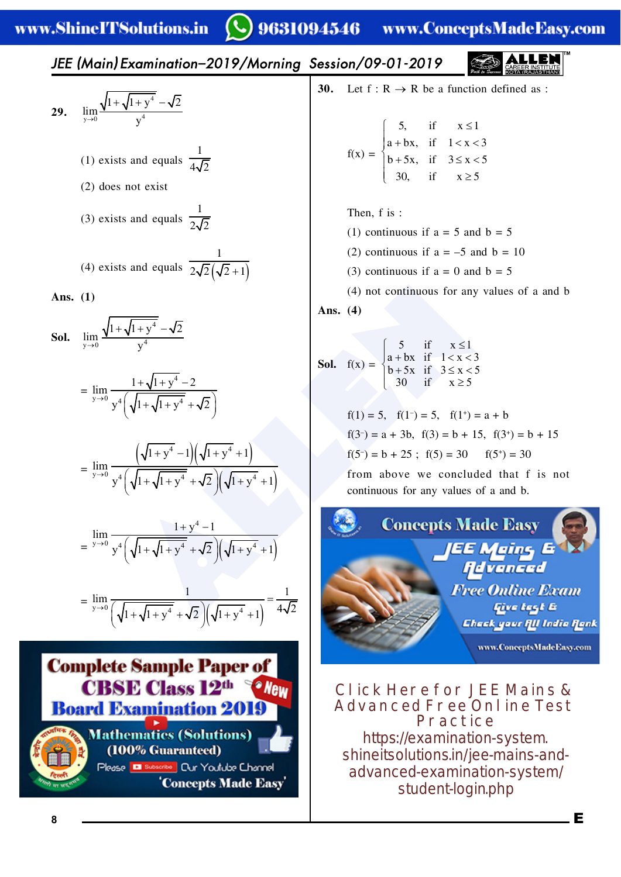**29.** $\lim_{y\to 0}\dfrac{\sqrt{1+\sqrt{1+y^4}}-\sqrt{2}}{y^4}$

(1) exists and equals $\dfrac{1}{4\sqrt{2}}$

(2) does not exist

(3) exists and equals $\dfrac{1}{2\sqrt{2}}$

(4) exists and equals $\dfrac{1}{2\sqrt{2}\left(\sqrt{2}+1\right)}$

**Ans. (1)**

**Sol.** $\lim_{y\to 0}\dfrac{\sqrt{1+\sqrt{1+y^4}}-\sqrt{2}}{y^4}$

$$= \lim_{y\to 0}\frac{1+\sqrt{1+y^4}-2}{y^4\left(\sqrt{1+\sqrt{1+y^4}}+\sqrt{2}\right)}$$

$$= \lim_{y\to 0}\frac{\left(\sqrt{1+y^4}-1\right)\left(\sqrt{1+y^4}+1\right)}{y^4\left(\sqrt{1+\sqrt{1+y^4}}+\sqrt{2}\right)\left(\sqrt{1+y^4}+1\right)}$$

$$= \lim_{y\to 0}\frac{1+y^4-1}{y^4\left(\sqrt{1+\sqrt{1+y^4}}+\sqrt{2}\right)\left(\sqrt{1+y^4}+1\right)}$$

$$= \lim_{y\to 0}\frac{1}{\left(\sqrt{1+\sqrt{1+y^4}}+\sqrt{2}\right)\left(\sqrt{1+y^4}+1\right)} = \frac{1}{4\sqrt{2}}$$

**30.** Let $f : R \to R$ be a function defined as :

$$f(x) = \begin{cases} 5, & \text{if} \quad x \le 1 \\ a+bx, & \text{if} \quad 1 < x < 3 \\ b+5x, & \text{if} \quad 3 \le x < 5 \\ 30, & \text{if} \quad x \ge 5 \end{cases}$$

Then, f is :

(1) continuous if $a = 5$ and $b = 5$

(2) continuous if $a = -5$ and $b = 10$

(3) continuous if $a = 0$ and $b = 5$

(4) not continuous for any values of a and b

**Ans. (4)**

**Sol.** $f(x) = \begin{cases} 5 & \text{if} \quad x \le 1 \\ a+bx & \text{if} \quad 1 < x < 3 \\ b+5x & \text{if} \quad 3 \le x < 5 \\ 30 & \text{if} \quad x \ge 5 \end{cases}$

$f(1) = 5$, $f(1^-) = 5$, $f(1^+) = a + b$

$f(3^-) = a + 3b$, $f(3) = b + 15$, $f(3^+) = b + 15$

$f(5^-) = b + 25$ ; $f(5) = 30$ $f(5^+) = 30$

from above we concluded that f is not continuous for any values of a and b.

Click Here for JEE Mains & Advanced Free Online Test Practice
https://examination-system.shineitsolutions.in/jee-mains-and-advanced-examination-system/student-login.php